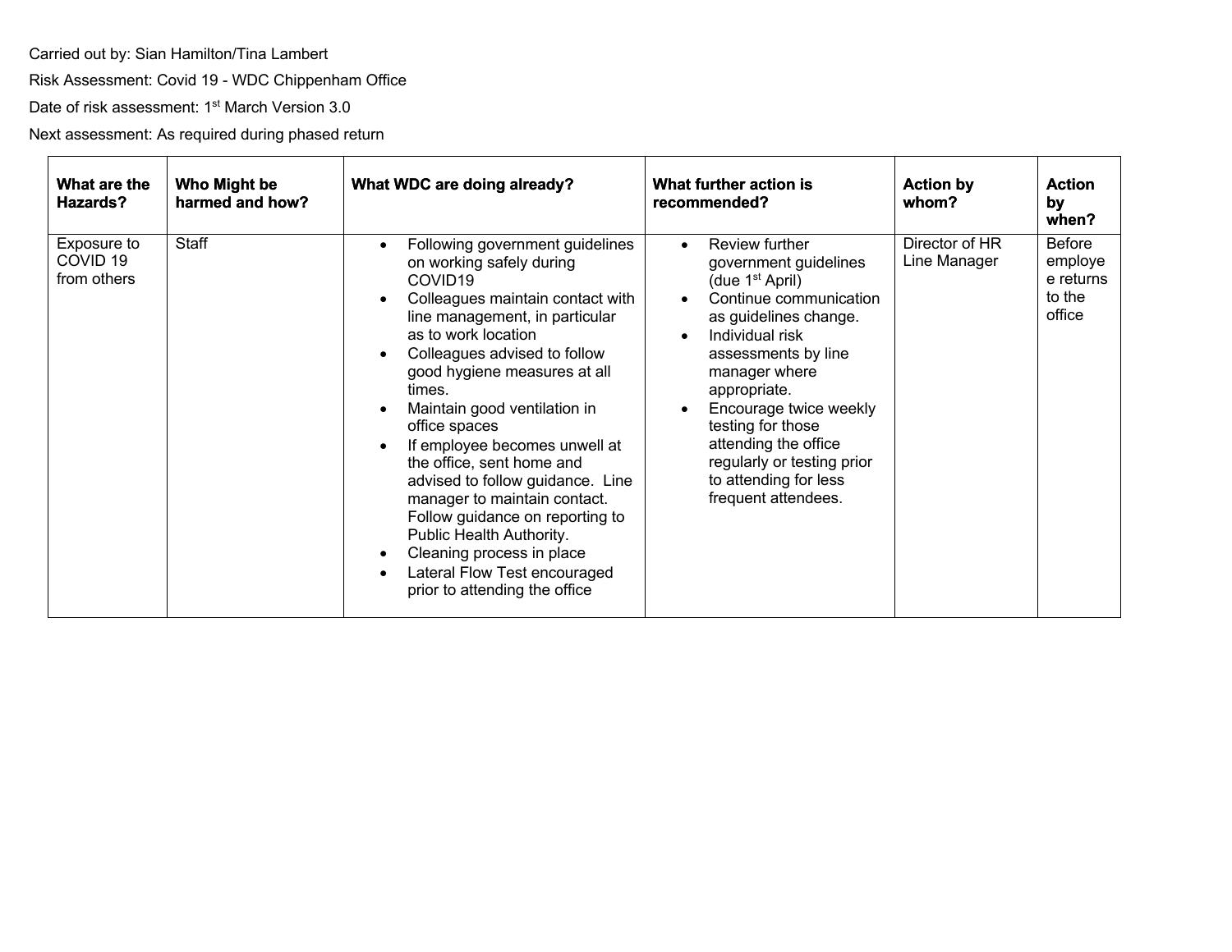Carried out by: Sian Hamilton/Tina Lambert

Risk Assessment: Covid 19 - WDC Chippenham Office

Date of risk assessment: 1st March Version 3.0

Next assessment: As required during phased return

| What are the Hazards? | Who Might be harmed and how? | What WDC are doing already? | What further action is recommended? | Action by whom? | Action by when? |
|---|---|---|---|---|---|
| Exposure to COVID 19 from others | Staff | • Following government guidelines on working safely during COVID19<br>• Colleagues maintain contact with line management, in particular as to work location<br>• Colleagues advised to follow good hygiene measures at all times.<br>• Maintain good ventilation in office spaces<br>• If employee becomes unwell at the office, sent home and advised to follow guidance. Line manager to maintain contact. Follow guidance on reporting to Public Health Authority.<br>• Cleaning process in place<br>• Lateral Flow Test encouraged prior to attending the office | • Review further government guidelines (due 1st April)<br>• Continue communication as guidelines change.<br>• Individual risk assessments by line manager where appropriate.<br>• Encourage twice weekly testing for those attending the office regularly or testing prior to attending for less frequent attendees. | Director of HR<br>Line Manager | Before employee returns to the office |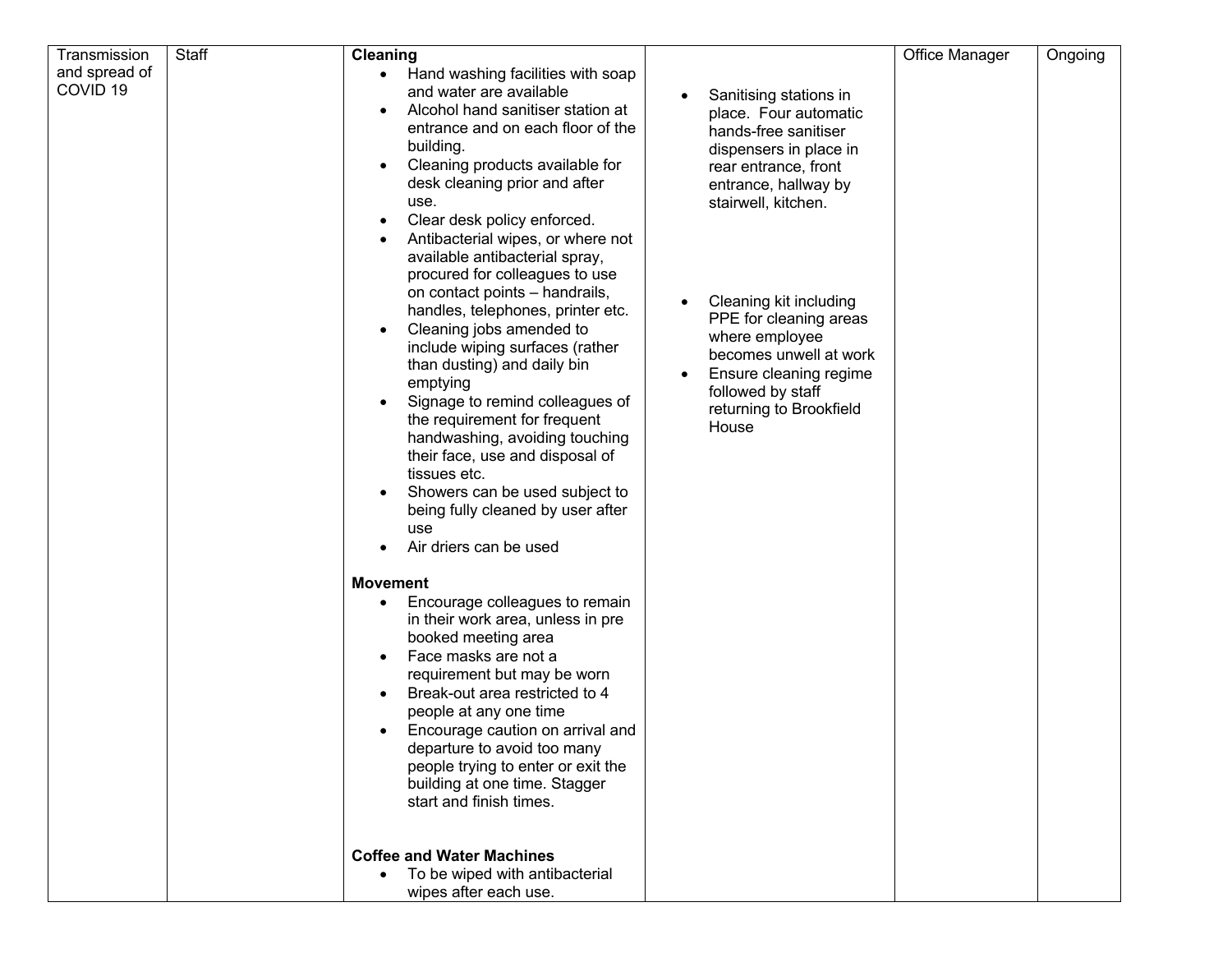| Transmission and spread of COVID 19 | Staff | **Cleaning**<br>• Hand washing facilities with soap and water are available<br>• Alcohol hand sanitiser station at entrance and on each floor of the building.<br>• Cleaning products available for desk cleaning prior and after use.<br>• Clear desk policy enforced.<br>• Antibacterial wipes, or where not available antibacterial spray, procured for colleagues to use on contact points – handrails, handles, telephones, printer etc.<br>• Cleaning jobs amended to include wiping surfaces (rather than dusting) and daily bin emptying<br>• Signage to remind colleagues of the requirement for frequent handwashing, avoiding touching their face, use and disposal of tissues etc.<br>• Showers can be used subject to being fully cleaned by user after use<br>• Air driers can be used<br><br>**Movement**<br>• Encourage colleagues to remain in their work area, unless in pre booked meeting area<br>• Face masks are not a requirement but may be worn<br>• Break-out area restricted to 4 people at any one time<br>• Encourage caution on arrival and departure to avoid too many people trying to enter or exit the building at one time. Stagger start and finish times.<br><br>**Coffee and Water Machines**<br>• To be wiped with antibacterial wipes after each use. | • Sanitising stations in place. Four automatic hands-free sanitiser dispensers in place in rear entrance, front entrance, hallway by stairwell, kitchen.<br><br>• Cleaning kit including PPE for cleaning areas where employee becomes unwell at work<br>• Ensure cleaning regime followed by staff returning to Brookfield House | Office Manager | Ongoing |
|---|---|---|---|---|---|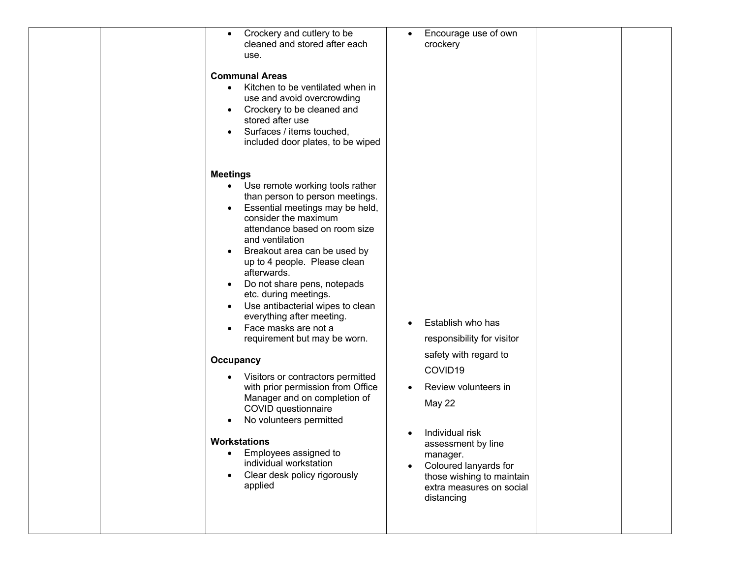| | | | | | |
|---|---|---|---|---|---|
| | | • Crockery and cutlery to be cleaned and stored after each use.<br><br>**Communal Areas**<br>• Kitchen to be ventilated when in use and avoid overcrowding<br>• Crockery to be cleaned and stored after use<br>• Surfaces / items touched, included door plates, to be wiped<br><br>**Meetings**<br>• Use remote working tools rather than person to person meetings.<br>• Essential meetings may be held, consider the maximum attendance based on room size and ventilation<br>• Breakout area can be used by up to 4 people. Please clean afterwards.<br>• Do not share pens, notepads etc. during meetings.<br>• Use antibacterial wipes to clean everything after meeting.<br>• Face masks are not a requirement but may be worn.<br><br>**Occupancy**<br>• Visitors or contractors permitted with prior permission from Office Manager and on completion of COVID questionnaire<br>• No volunteers permitted<br><br>**Workstations**<br>• Employees assigned to individual workstation<br>• Clear desk policy rigorously applied | • Encourage use of own crockery<br><br>• Establish who has responsibility for visitor safety with regard to COVID19<br>• Review volunteers in May 22<br><br>• Individual risk assessment by line manager.<br>• Coloured lanyards for those wishing to maintain extra measures on social distancing | | |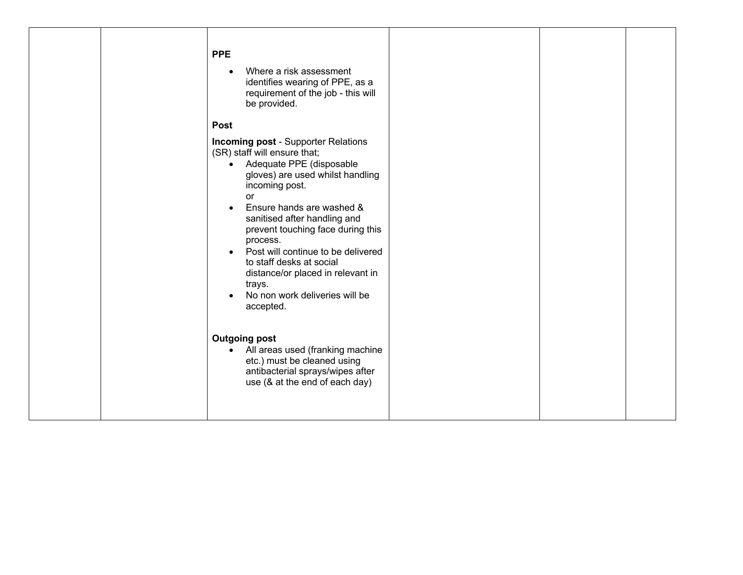| | | **PPE**<br><br>• Where a risk assessment identifies wearing of PPE, as a requirement of the job - this will be provided.<br><br>**Post**<br><br>**Incoming post** - Supporter Relations (SR) staff will ensure that;<br>• Adequate PPE (disposable gloves) are used whilst handling incoming post.<br>or<br>• Ensure hands are washed & sanitised after handling and prevent touching face during this process.<br>• Post will continue to be delivered to staff desks at social distance/or placed in relevant in trays.<br>• No non work deliveries will be accepted.<br><br>**Outgoing post**<br>• All areas used (franking machine etc.) must be cleaned using antibacterial sprays/wipes after use (& at the end of each day) | | | |
|---|---|---|---|---|---|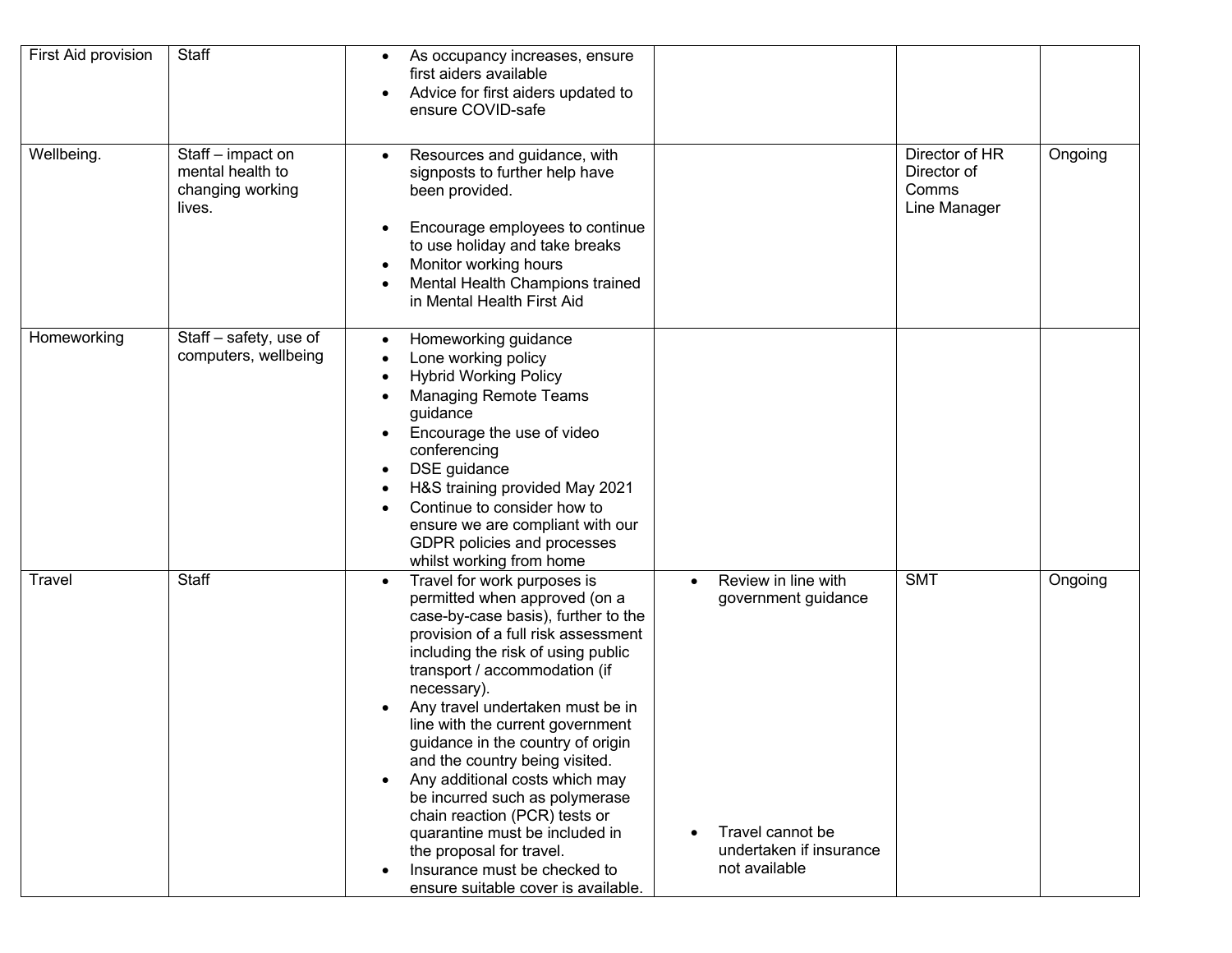| | | | | | |
|---|---|---|---|---|---|
| First Aid provision | Staff | • As occupancy increases, ensure first aiders available<br>• Advice for first aiders updated to ensure COVID-safe | | | |
| Wellbeing. | Staff – impact on mental health to changing working lives. | • Resources and guidance, with signposts to further help have been provided.<br>• Encourage employees to continue to use holiday and take breaks<br>• Monitor working hours<br>• Mental Health Champions trained in Mental Health First Aid | | Director of HR<br>Director of Comms<br>Line Manager | Ongoing |
| Homeworking | Staff – safety, use of computers, wellbeing | • Homeworking guidance<br>• Lone working policy<br>• Hybrid Working Policy<br>• Managing Remote Teams guidance<br>• Encourage the use of video conferencing<br>• DSE guidance<br>• H&S training provided May 2021<br>• Continue to consider how to ensure we are compliant with our GDPR policies and processes whilst working from home | | | |
| Travel | Staff | • Travel for work purposes is permitted when approved (on a case-by-case basis), further to the provision of a full risk assessment including the risk of using public transport / accommodation (if necessary).<br>• Any travel undertaken must be in line with the current government guidance in the country of origin and the country being visited.<br>• Any additional costs which may be incurred such as polymerase chain reaction (PCR) tests or quarantine must be included in the proposal for travel.<br>• Insurance must be checked to ensure suitable cover is available. | • Review in line with government guidance<br>• Travel cannot be undertaken if insurance not available | SMT | Ongoing |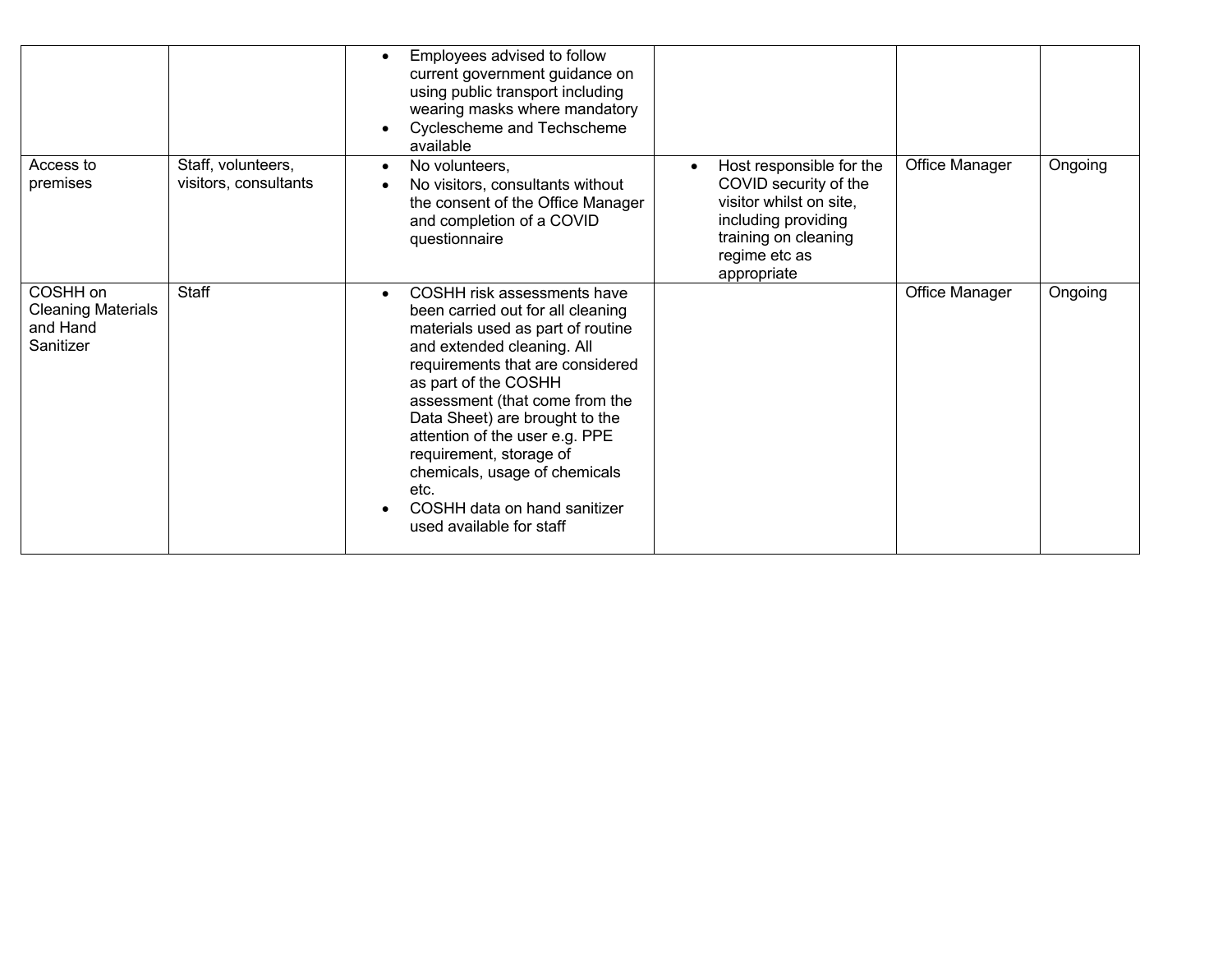| | | | | | |
|---|---|---|---|---|---|
| | | • Employees advised to follow current government guidance on using public transport including wearing masks where mandatory<br>• Cyclescheme and Techscheme available | | | |
| Access to premises | Staff, volunteers, visitors, consultants | • No volunteers,<br>• No visitors, consultants without the consent of the Office Manager and completion of a COVID questionnaire | • Host responsible for the COVID security of the visitor whilst on site, including providing training on cleaning regime etc as appropriate | Office Manager | Ongoing |
| COSHH on Cleaning Materials and Hand Sanitizer | Staff | • COSHH risk assessments have been carried out for all cleaning materials used as part of routine and extended cleaning. All requirements that are considered as part of the COSHH assessment (that come from the Data Sheet) are brought to the attention of the user e.g. PPE requirement, storage of chemicals, usage of chemicals etc.<br>• COSHH data on hand sanitizer used available for staff | | Office Manager | Ongoing |